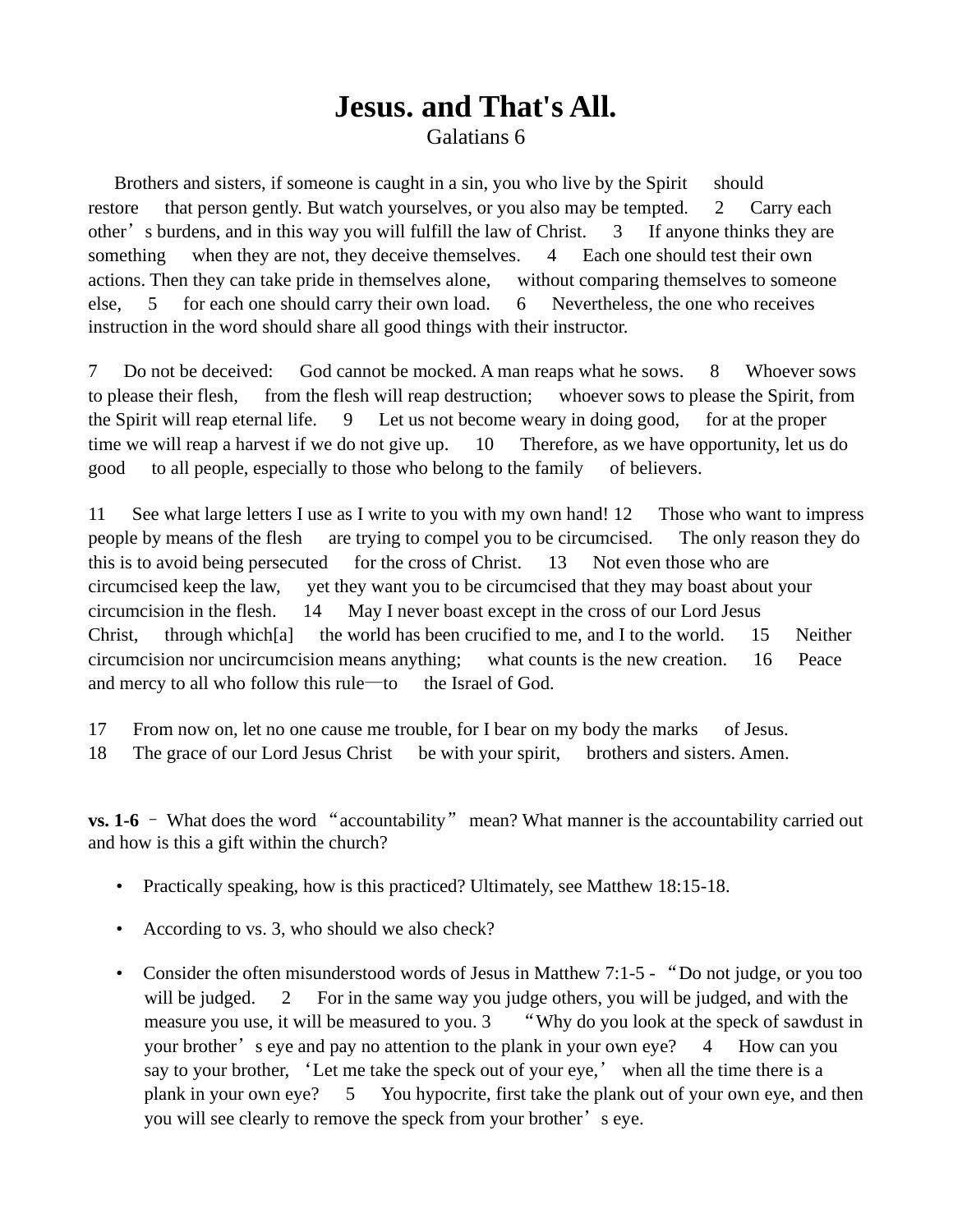# Jesus. and That's All.

Galatians 6

Brothers and sisters, if someone is caught in a sin, you who live by the Spirit should restore that person gently. But watch yourselves, or you also may be tempted. 2 Carry each other's burdens, and in this way you will fulfill the law of Christ. 3 If anyone thinks they are something when they are not, they deceive themselves. 4 Each one should test their own actions. Then they can take pride in themselves alone, without comparing themselves to someone else, 5 for each one should carry their own load. 6 Nevertheless, the one who receives instruction in the word should share all good things with their instructor.

7 Do not be deceived: God cannot be mocked. A man reaps what he sows. 8 Whoever sows to please their flesh, from the flesh will reap destruction; whoever sows to please the Spirit, from the Spirit will reap eternal life. 9 Let us not become weary in doing good, for at the proper time we will reap a harvest if we do not give up. 10 Therefore, as we have opportunity, let us do good to all people, especially to those who belong to the family of believers.

11 See what large letters I use as I write to you with my own hand! 12 Those who want to impress people by means of the flesh are trying to compel you to be circumcised. The only reason they do this is to avoid being persecuted for the cross of Christ. 13 Not even those who are circumcised keep the law, yet they want you to be circumcised that they may boast about your circumcision in the flesh. 14 May I never boast except in the cross of our Lord Jesus Christ, through which[a] the world has been crucified to me, and I to the world. 15 Neither circumcision nor uncircumcision means anything; what counts is the new creation. 16 Peace and mercy to all who follow this rule—to the Israel of God.

17 From now on, let no one cause me trouble, for I bear on my body the marks of Jesus.
18 The grace of our Lord Jesus Christ be with your spirit, brothers and sisters. Amen.

**vs. 1-6** – What does the word "accountability" mean? What manner is the accountability carried out and how is this a gift within the church?

- Practically speaking, how is this practiced? Ultimately, see Matthew 18:15-18.
- According to vs. 3, who should we also check?
- Consider the often misunderstood words of Jesus in Matthew 7:1-5 - "Do not judge, or you too will be judged. 2 For in the same way you judge others, you will be judged, and with the measure you use, it will be measured to you. 3 "Why do you look at the speck of sawdust in your brother's eye and pay no attention to the plank in your own eye? 4 How can you say to your brother, 'Let me take the speck out of your eye,' when all the time there is a plank in your own eye? 5 You hypocrite, first take the plank out of your own eye, and then you will see clearly to remove the speck from your brother's eye.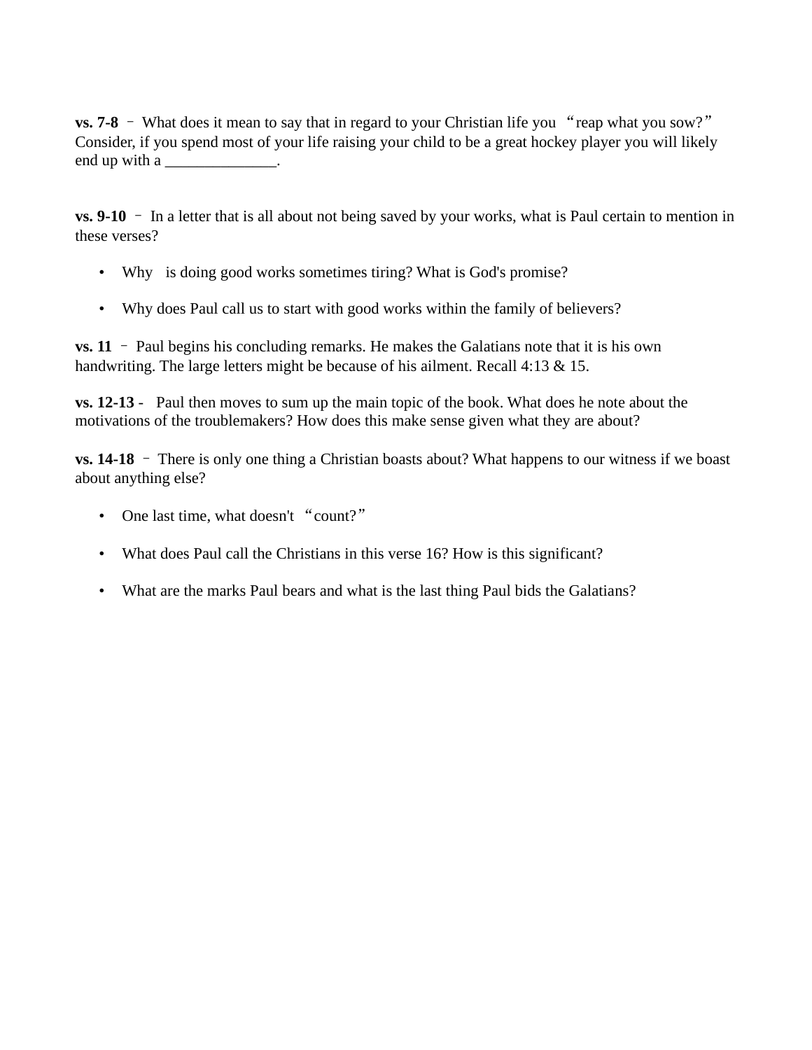**vs. 7-8** – What does it mean to say that in regard to your Christian life you "reap what you sow?" Consider, if you spend most of your life raising your child to be a great hockey player you will likely end up with a ______________.

**vs. 9-10** – In a letter that is all about not being saved by your works, what is Paul certain to mention in these verses?

- Why is doing good works sometimes tiring? What is God's promise?
- Why does Paul call us to start with good works within the family of believers?

**vs. 11** – Paul begins his concluding remarks. He makes the Galatians note that it is his own handwriting. The large letters might be because of his ailment. Recall 4:13 & 15.

**vs. 12-13** - Paul then moves to sum up the main topic of the book. What does he note about the motivations of the troublemakers? How does this make sense given what they are about?

**vs. 14-18** – There is only one thing a Christian boasts about? What happens to our witness if we boast about anything else?

- One last time, what doesn't "count?"
- What does Paul call the Christians in this verse 16? How is this significant?
- What are the marks Paul bears and what is the last thing Paul bids the Galatians?